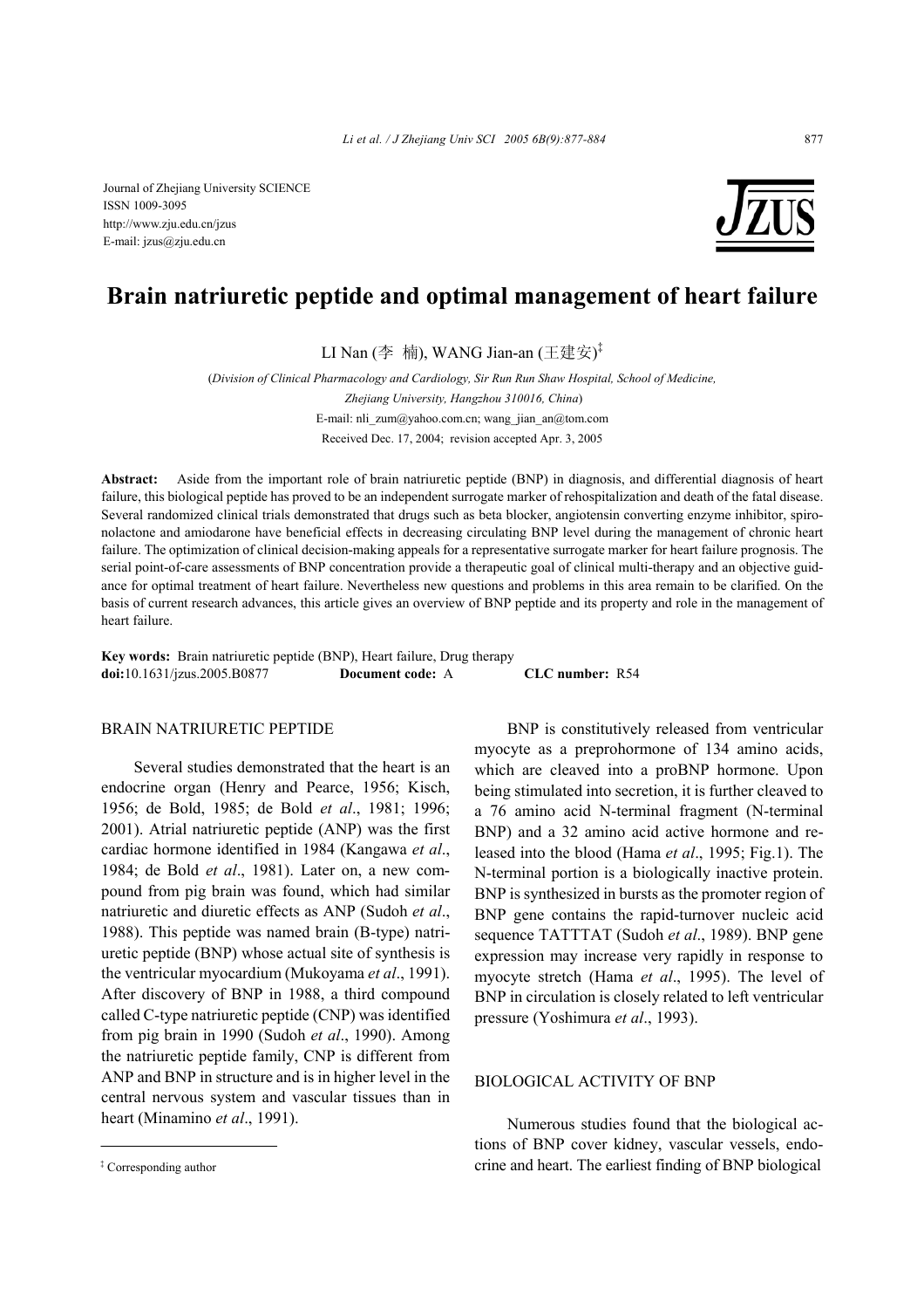Journal of Zhejiang University SCIENCE
ISSN 1009-3095
http://www.zju.edu.cn/jzus
E-mail: jzus@zju.edu.cn

# Brain natriuretic peptide and optimal management of heart failure

LI Nan (李 楠), WANG Jian-an (王建安)[‡]

(*Division of Clinical Pharmacology and Cardiology, Sir Run Run Shaw Hospital, School of Medicine, Zhejiang University, Hangzhou 310016, China*)

E-mail: nli_zum@yahoo.com.cn; wang_jian_an@tom.com

Received Dec. 17, 2004; revision accepted Apr. 3, 2005

**Abstract:** Aside from the important role of brain natriuretic peptide (BNP) in diagnosis, and differential diagnosis of heart failure, this biological peptide has proved to be an independent surrogate marker of rehospitalization and death of the fatal disease. Several randomized clinical trials demonstrated that drugs such as beta blocker, angiotensin converting enzyme inhibitor, spironolactone and amiodarone have beneficial effects in decreasing circulating BNP level during the management of chronic heart failure. The optimization of clinical decision-making appeals for a representative surrogate marker for heart failure prognosis. The serial point-of-care assessments of BNP concentration provide a therapeutic goal of clinical multi-therapy and an objective guidance for optimal treatment of heart failure. Nevertheless new questions and problems in this area remain to be clarified. On the basis of current research advances, this article gives an overview of BNP peptide and its property and role in the management of heart failure.

**Key words:** Brain natriuretic peptide (BNP), Heart failure, Drug therapy
**doi:**10.1631/jzus.2005.B0877 **Document code:** A **CLC number:** R54

## BRAIN NATRIURETIC PEPTIDE

Several studies demonstrated that the heart is an endocrine organ (Henry and Pearce, 1956; Kisch, 1956; de Bold, 1985; de Bold *et al*., 1981; 1996; 2001). Atrial natriuretic peptide (ANP) was the first cardiac hormone identified in 1984 (Kangawa *et al*., 1984; de Bold *et al*., 1981). Later on, a new compound from pig brain was found, which had similar natriuretic and diuretic effects as ANP (Sudoh *et al*., 1988). This peptide was named brain (B-type) natriuretic peptide (BNP) whose actual site of synthesis is the ventricular myocardium (Mukoyama *et al*., 1991). After discovery of BNP in 1988, a third compound called C-type natriuretic peptide (CNP) was identified from pig brain in 1990 (Sudoh *et al*., 1990). Among the natriuretic peptide family, CNP is different from ANP and BNP in structure and is in higher level in the central nervous system and vascular tissues than in heart (Minamino *et al*., 1991).

BNP is constitutively released from ventricular myocyte as a preprohormone of 134 amino acids, which are cleaved into a proBNP hormone. Upon being stimulated into secretion, it is further cleaved to a 76 amino acid N-terminal fragment (N-terminal BNP) and a 32 amino acid active hormone and released into the blood (Hama *et al*., 1995; Fig.1). The N-terminal portion is a biologically inactive protein. BNP is synthesized in bursts as the promoter region of BNP gene contains the rapid-turnover nucleic acid sequence TATTTAT (Sudoh *et al*., 1989). BNP gene expression may increase very rapidly in response to myocyte stretch (Hama *et al*., 1995). The level of BNP in circulation is closely related to left ventricular pressure (Yoshimura *et al*., 1993).

## BIOLOGICAL ACTIVITY OF BNP

Numerous studies found that the biological actions of BNP cover kidney, vascular vessels, endocrine and heart. The earliest finding of BNP biological

[‡] Corresponding author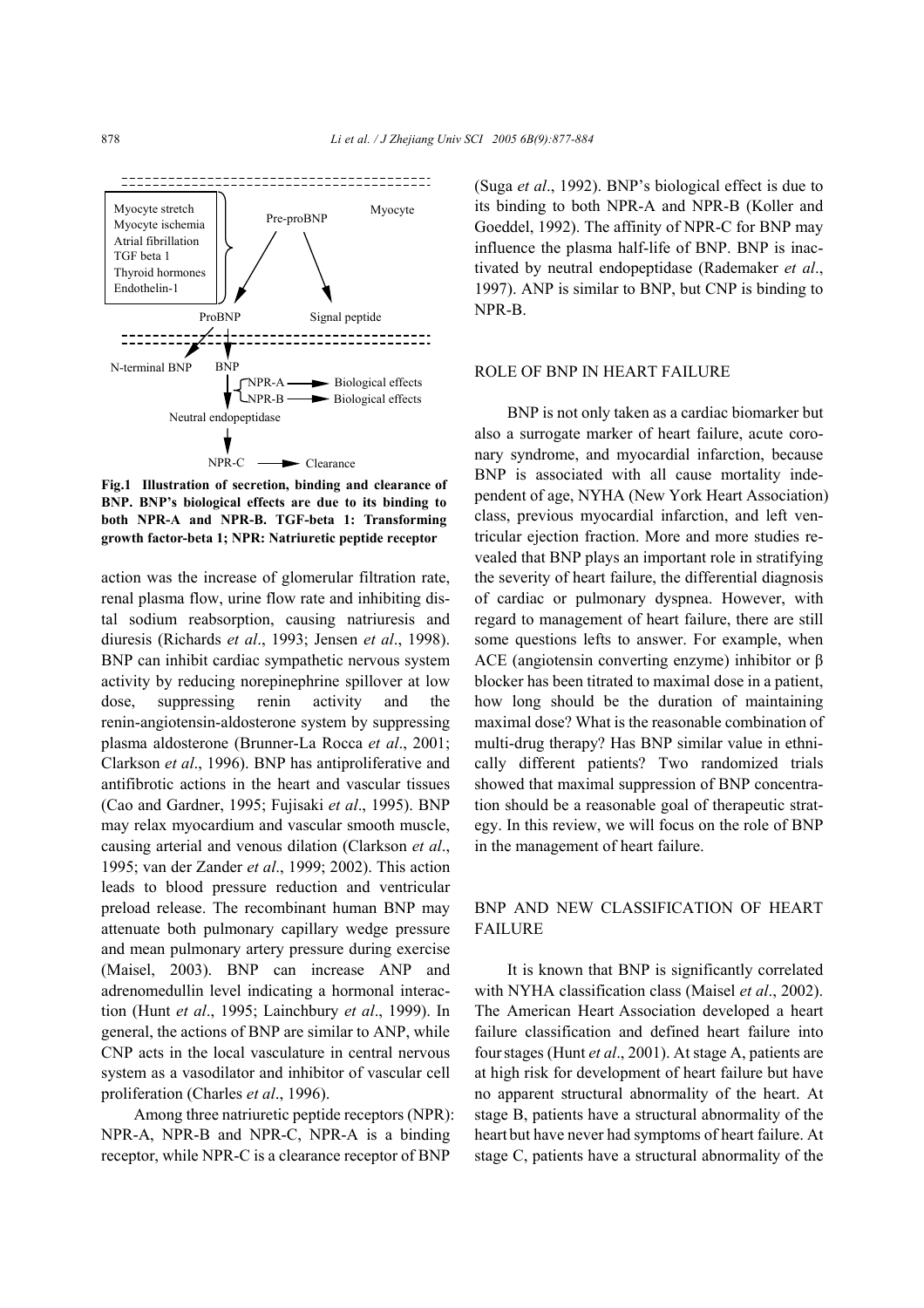Myocyte stretch
Myocyte ischemia
Atrial fibrillation
TGF beta 1
Thyroid hormones
Endothelin-1

Pre-proBNP → ProBNP, Signal peptide (Myocyte)

ProBNP → N-terminal BNP, BNP

BNP → NPR-A → Biological effects; NPR-B → Biological effects

Neutral endopeptidase

NPR-C → Clearance

**Fig.1 Illustration of secretion, binding and clearance of BNP. BNP's biological effects are due to its binding to both NPR-A and NPR-B. TGF-beta 1: Transforming growth factor-beta 1; NPR: Natriuretic peptide receptor**

action was the increase of glomerular filtration rate, renal plasma flow, urine flow rate and inhibiting distal sodium reabsorption, causing natriuresis and diuresis (Richards *et al*., 1993; Jensen *et al*., 1998). BNP can inhibit cardiac sympathetic nervous system activity by reducing norepinephrine spillover at low dose, suppressing renin activity and the renin-angiotensin-aldosterone system by suppressing plasma aldosterone (Brunner-La Rocca *et al*., 2001; Clarkson *et al*., 1996). BNP has antiproliferative and antifibrotic actions in the heart and vascular tissues (Cao and Gardner, 1995; Fujisaki *et al*., 1995). BNP may relax myocardium and vascular smooth muscle, causing arterial and venous dilation (Clarkson *et al*., 1995; van der Zander *et al*., 1999; 2002). This action leads to blood pressure reduction and ventricular preload release. The recombinant human BNP may attenuate both pulmonary capillary wedge pressure and mean pulmonary artery pressure during exercise (Maisel, 2003). BNP can increase ANP and adrenomedullin level indicating a hormonal interaction (Hunt *et al*., 1995; Lainchbury *et al*., 1999). In general, the actions of BNP are similar to ANP, while CNP acts in the local vasculature in central nervous system as a vasodilator and inhibitor of vascular cell proliferation (Charles *et al*., 1996).

Among three natriuretic peptide receptors (NPR): NPR-A, NPR-B and NPR-C, NPR-A is a binding receptor, while NPR-C is a clearance receptor of BNP (Suga *et al*., 1992). BNP's biological effect is due to its binding to both NPR-A and NPR-B (Koller and Goeddel, 1992). The affinity of NPR-C for BNP may influence the plasma half-life of BNP. BNP is inactivated by neutral endopeptidase (Rademaker *et al*., 1997). ANP is similar to BNP, but CNP is binding to NPR-B.

## ROLE OF BNP IN HEART FAILURE

BNP is not only taken as a cardiac biomarker but also a surrogate marker of heart failure, acute coronary syndrome, and myocardial infarction, because BNP is associated with all cause mortality independent of age, NYHA (New York Heart Association) class, previous myocardial infarction, and left ventricular ejection fraction. More and more studies revealed that BNP plays an important role in stratifying the severity of heart failure, the differential diagnosis of cardiac or pulmonary dyspnea. However, with regard to management of heart failure, there are still some questions lefts to answer. For example, when ACE (angiotensin converting enzyme) inhibitor or β blocker has been titrated to maximal dose in a patient, how long should be the duration of maintaining maximal dose? What is the reasonable combination of multi-drug therapy? Has BNP similar value in ethnically different patients? Two randomized trials showed that maximal suppression of BNP concentration should be a reasonable goal of therapeutic strategy. In this review, we will focus on the role of BNP in the management of heart failure.

## BNP AND NEW CLASSIFICATION OF HEART FAILURE

It is known that BNP is significantly correlated with NYHA classification class (Maisel *et al*., 2002). The American Heart Association developed a heart failure classification and defined heart failure into four stages (Hunt *et al*., 2001). At stage A, patients are at high risk for development of heart failure but have no apparent structural abnormality of the heart. At stage B, patients have a structural abnormality of the heart but have never had symptoms of heart failure. At stage C, patients have a structural abnormality of the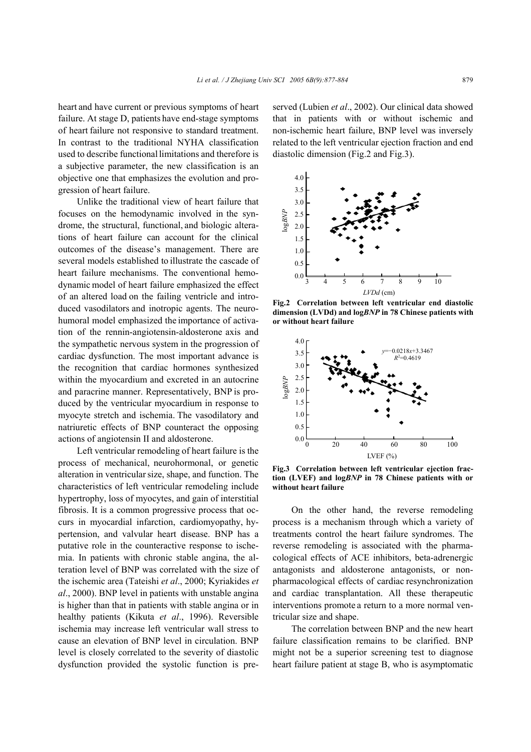heart and have current or previous symptoms of heart failure. At stage D, patients have end-stage symptoms of heart failure not responsive to standard treatment. In contrast to the traditional NYHA classification used to describe functional limitations and therefore is a subjective parameter, the new classification is an objective one that emphasizes the evolution and progression of heart failure.

Unlike the traditional view of heart failure that focuses on the hemodynamic involved in the syndrome, the structural, functional, and biologic alterations of heart failure can account for the clinical outcomes of the disease's management. There are several models established to illustrate the cascade of heart failure mechanisms. The conventional hemodynamic model of heart failure emphasized the effect of an altered load on the failing ventricle and introduced vasodilators and inotropic agents. The neurohumoral model emphasized the importance of activation of the rennin-angiotensin-aldosterone axis and the sympathetic nervous system in the progression of cardiac dysfunction. The most important advance is the recognition that cardiac hormones synthesized within the myocardium and excreted in an autocrine and paracrine manner. Representatively, BNP is produced by the ventricular myocardium in response to myocyte stretch and ischemia. The vasodilatory and natriuretic effects of BNP counteract the opposing actions of angiotensin II and aldosterone.

Left ventricular remodeling of heart failure is the process of mechanical, neurohormonal, or genetic alteration in ventricular size, shape, and function. The characteristics of left ventricular remodeling include hypertrophy, loss of myocytes, and gain of interstitial fibrosis. It is a common progressive process that occurs in myocardial infarction, cardiomyopathy, hypertension, and valvular heart disease. BNP has a putative role in the counteractive response to ischemia. In patients with chronic stable angina, the alteration level of BNP was correlated with the size of the ischemic area (Tateishi *et al*., 2000; Kyriakides *et al*., 2000). BNP level in patients with unstable angina is higher than that in patients with stable angina or in healthy patients (Kikuta *et al*., 1996). Reversible ischemia may increase left ventricular wall stress to cause an elevation of BNP level in circulation. BNP level is closely correlated to the severity of diastolic dysfunction provided the systolic function is preserved (Lubien *et al*., 2002). Our clinical data showed that in patients with or without ischemic and non-ischemic heart failure, BNP level was inversely related to the left ventricular ejection fraction and end diastolic dimension (Fig.2 and Fig.3).

4.0
3.5
3.0
2.5
2.0
1.5
1.0
0.5
0.0
log*BNP*
3 4 5 6 7 8 9 10
*LVDd* (cm)

**Fig.2 Correlation between left ventricular end diastolic dimension (LVDd) and log*BNP* in 78 Chinese patients with or without heart failure**

$y=-0.0218x+3.3467$
$R^2=0.4619$
4.0
3.5
3.0
2.5
2.0
1.5
1.0
0.5
0.0
log*BNP*
0 20 40 60 80 100
LVEF (%)

**Fig.3 Correlation between left ventricular ejection fraction (LVEF) and log*BNP* in 78 Chinese patients with or without heart failure**

On the other hand, the reverse remodeling process is a mechanism through which a variety of treatments control the heart failure syndromes. The reverse remodeling is associated with the pharmacological effects of ACE inhibitors, beta-adrenergic antagonists and aldosterone antagonists, or non-pharmacological effects of cardiac resynchronization and cardiac transplantation. All these therapeutic interventions promote a return to a more normal ventricular size and shape.

The correlation between BNP and the new heart failure classification remains to be clarified. BNP might not be a superior screening test to diagnose heart failure patient at stage B, who is asymptomatic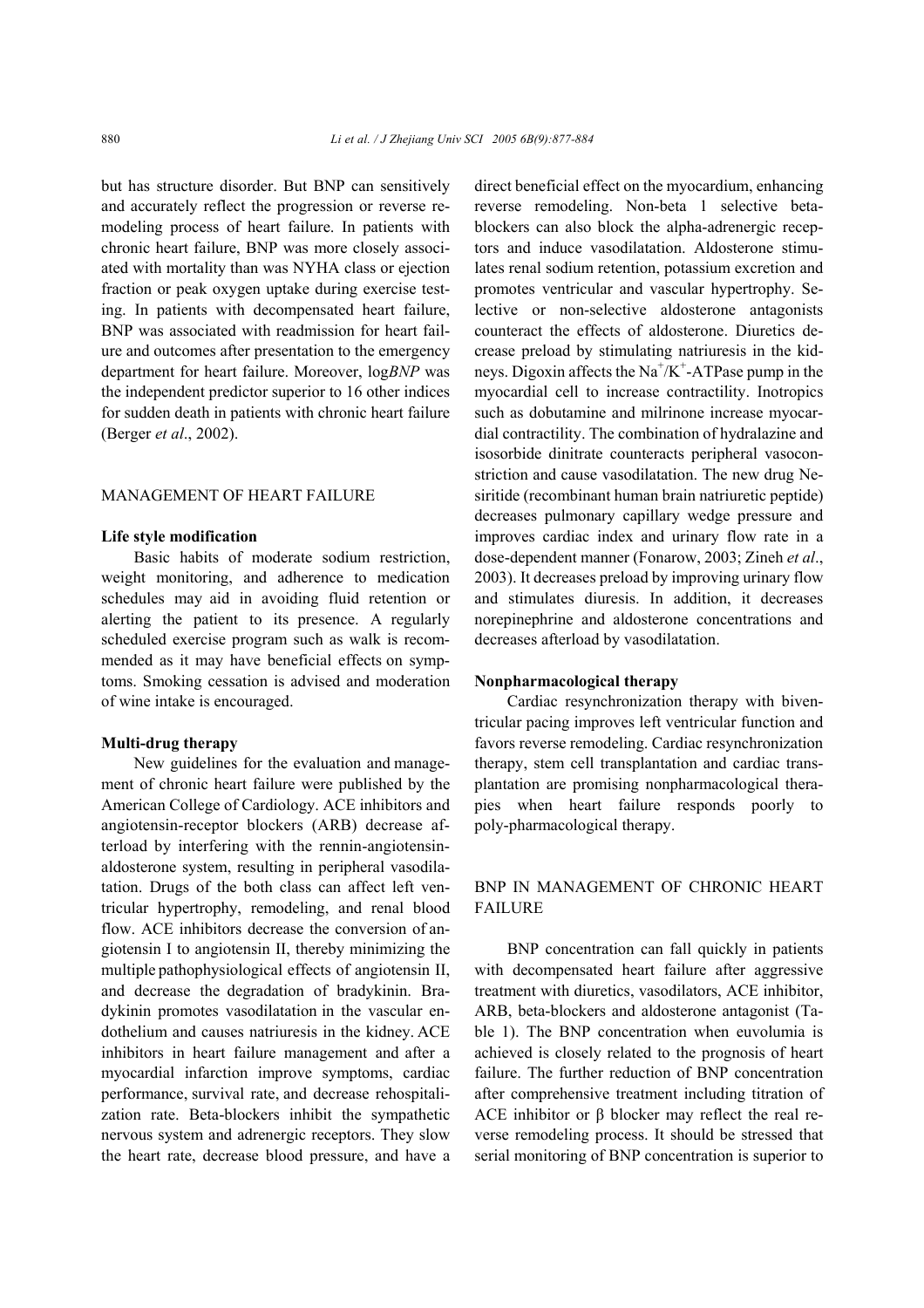but has structure disorder. But BNP can sensitively and accurately reflect the progression or reverse remodeling process of heart failure. In patients with chronic heart failure, BNP was more closely associated with mortality than was NYHA class or ejection fraction or peak oxygen uptake during exercise testing. In patients with decompensated heart failure, BNP was associated with readmission for heart failure and outcomes after presentation to the emergency department for heart failure. Moreover, log*BNP* was the independent predictor superior to 16 other indices for sudden death in patients with chronic heart failure (Berger *et al*., 2002).

## MANAGEMENT OF HEART FAILURE

### Life style modification

Basic habits of moderate sodium restriction, weight monitoring, and adherence to medication schedules may aid in avoiding fluid retention or alerting the patient to its presence. A regularly scheduled exercise program such as walk is recommended as it may have beneficial effects on symptoms. Smoking cessation is advised and moderation of wine intake is encouraged.

### Multi-drug therapy

New guidelines for the evaluation and management of chronic heart failure were published by the American College of Cardiology. ACE inhibitors and angiotensin-receptor blockers (ARB) decrease afterload by interfering with the rennin-angiotensin-aldosterone system, resulting in peripheral vasodilatation. Drugs of the both class can affect left ventricular hypertrophy, remodeling, and renal blood flow. ACE inhibitors decrease the conversion of angiotensin I to angiotensin II, thereby minimizing the multiple pathophysiological effects of angiotensin II, and decrease the degradation of bradykinin. Bradykinin promotes vasodilatation in the vascular endothelium and causes natriuresis in the kidney. ACE inhibitors in heart failure management and after a myocardial infarction improve symptoms, cardiac performance, survival rate, and decrease rehospitalization rate. Beta-blockers inhibit the sympathetic nervous system and adrenergic receptors. They slow the heart rate, decrease blood pressure, and have a direct beneficial effect on the myocardium, enhancing reverse remodeling. Non-beta 1 selective beta-blockers can also block the alpha-adrenergic receptors and induce vasodilatation. Aldosterone stimulates renal sodium retention, potassium excretion and promotes ventricular and vascular hypertrophy. Selective or non-selective aldosterone antagonists counteract the effects of aldosterone. Diuretics decrease preload by stimulating natriuresis in the kidneys. Digoxin affects the $Na^+/K^+$-ATPase pump in the myocardial cell to increase contractility. Inotropics such as dobutamine and milrinone increase myocardial contractility. The combination of hydralazine and isosorbide dinitrate counteracts peripheral vasoconstriction and cause vasodilatation. The new drug Nesiritide (recombinant human brain natriuretic peptide) decreases pulmonary capillary wedge pressure and improves cardiac index and urinary flow rate in a dose-dependent manner (Fonarow, 2003; Zineh *et al*., 2003). It decreases preload by improving urinary flow and stimulates diuresis. In addition, it decreases norepinephrine and aldosterone concentrations and decreases afterload by vasodilatation.

### Nonpharmacological therapy

Cardiac resynchronization therapy with biventricular pacing improves left ventricular function and favors reverse remodeling. Cardiac resynchronization therapy, stem cell transplantation and cardiac transplantation are promising nonpharmacological therapies when heart failure responds poorly to poly-pharmacological therapy.

## BNP IN MANAGEMENT OF CHRONIC HEART FAILURE

BNP concentration can fall quickly in patients with decompensated heart failure after aggressive treatment with diuretics, vasodilators, ACE inhibitor, ARB, beta-blockers and aldosterone antagonist (Table 1). The BNP concentration when euvolumia is achieved is closely related to the prognosis of heart failure. The further reduction of BNP concentration after comprehensive treatment including titration of ACE inhibitor or β blocker may reflect the real reverse remodeling process. It should be stressed that serial monitoring of BNP concentration is superior to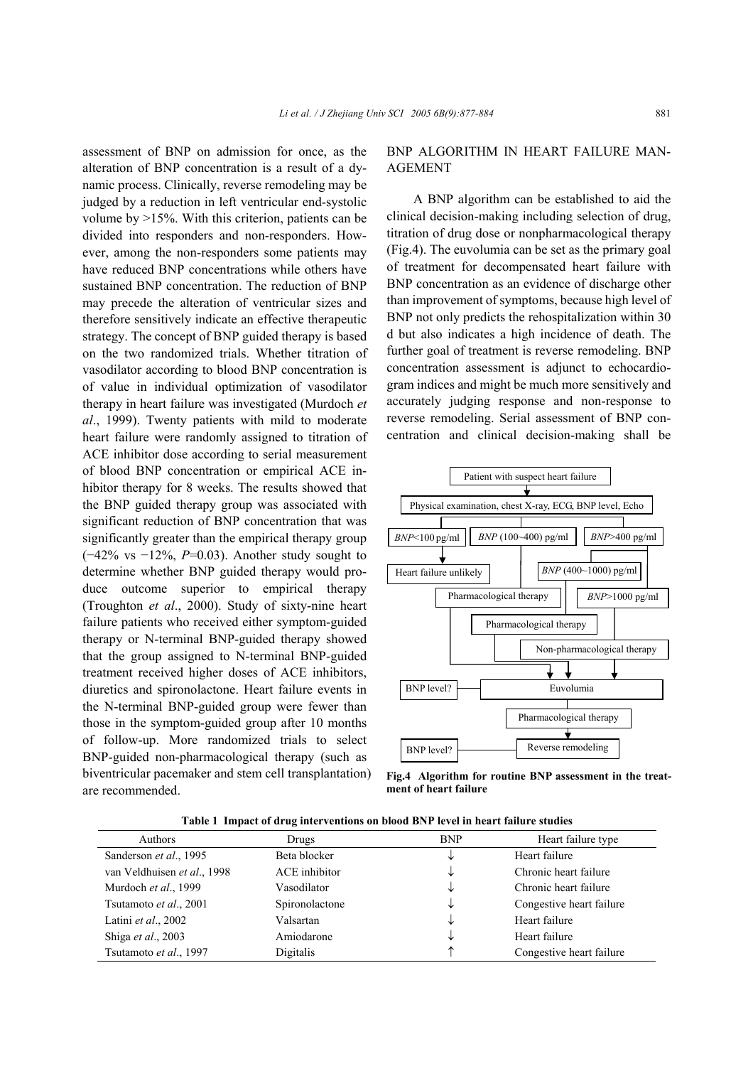assessment of BNP on admission for once, as the alteration of BNP concentration is a result of a dynamic process. Clinically, reverse remodeling may be judged by a reduction in left ventricular end-systolic volume by >15%. With this criterion, patients can be divided into responders and non-responders. However, among the non-responders some patients may have reduced BNP concentrations while others have sustained BNP concentration. The reduction of BNP may precede the alteration of ventricular sizes and therefore sensitively indicate an effective therapeutic strategy. The concept of BNP guided therapy is based on the two randomized trials. Whether titration of vasodilator according to blood BNP concentration is of value in individual optimization of vasodilator therapy in heart failure was investigated (Murdoch *et al*., 1999). Twenty patients with mild to moderate heart failure were randomly assigned to titration of ACE inhibitor dose according to serial measurement of blood BNP concentration or empirical ACE inhibitor therapy for 8 weeks. The results showed that the BNP guided therapy group was associated with significant reduction of BNP concentration that was significantly greater than the empirical therapy group (−42% vs −12%, $P$=0.03). Another study sought to determine whether BNP guided therapy would produce outcome superior to empirical therapy (Troughton *et al*., 2000). Study of sixty-nine heart failure patients who received either symptom-guided therapy or N-terminal BNP-guided therapy showed that the group assigned to N-terminal BNP-guided treatment received higher doses of ACE inhibitors, diuretics and spironolactone. Heart failure events in the N-terminal BNP-guided group were fewer than those in the symptom-guided group after 10 months of follow-up. More randomized trials to select BNP-guided non-pharmacological therapy (such as biventricular pacemaker and stem cell transplantation) are recommended.

## BNP ALGORITHM IN HEART FAILURE MANAGEMENT

A BNP algorithm can be established to aid the clinical decision-making including selection of drug, titration of drug dose or nonpharmacological therapy (Fig.4). The euvolumia can be set as the primary goal of treatment for decompensated heart failure with BNP concentration as an evidence of discharge other than improvement of symptoms, because high level of BNP not only predicts the rehospitalization within 30 d but also indicates a high incidence of death. The further goal of treatment is reverse remodeling. BNP concentration assessment is adjunct to echocardiogram indices and might be much more sensitively and accurately judging response and non-response to reverse remodeling. Serial assessment of BNP concentration and clinical decision-making shall be

Patient with suspect heart failure
↓
Physical examination, chest X-ray, ECG, BNP level, Echo

- *BNP*<100 pg/ml → Heart failure unlikely
- *BNP* (100~400) pg/ml → Pharmacological therapy → Euvolumia
- *BNP*>400 pg/ml
  - *BNP* (400~1000) pg/ml → Pharmacological therapy → Euvolumia
  - *BNP*>1000 pg/ml → Non-pharmacological therapy → Euvolumia

BNP level? — Euvolumia
↓
Pharmacological therapy
↓
BNP level? — Reverse remodeling

**Fig.4 Algorithm for routine BNP assessment in the treatment of heart failure**

**Table 1 Impact of drug interventions on blood BNP level in heart failure studies**

| Authors | Drugs | BNP | Heart failure type |
|---|---|---|---|
| Sanderson *et al*., 1995 | Beta blocker | ↓ | Heart failure |
| van Veldhuisen *et al*., 1998 | ACE inhibitor | ↓ | Chronic heart failure |
| Murdoch *et al*., 1999 | Vasodilator | ↓ | Chronic heart failure |
| Tsutamoto *et al*., 2001 | Spironolactone | ↓ | Congestive heart failure |
| Latini *et al*., 2002 | Valsartan | ↓ | Heart failure |
| Shiga *et al*., 2003 | Amiodarone | ↓ | Heart failure |
| Tsutamoto *et al*., 1997 | Digitalis | ↑ | Congestive heart failure |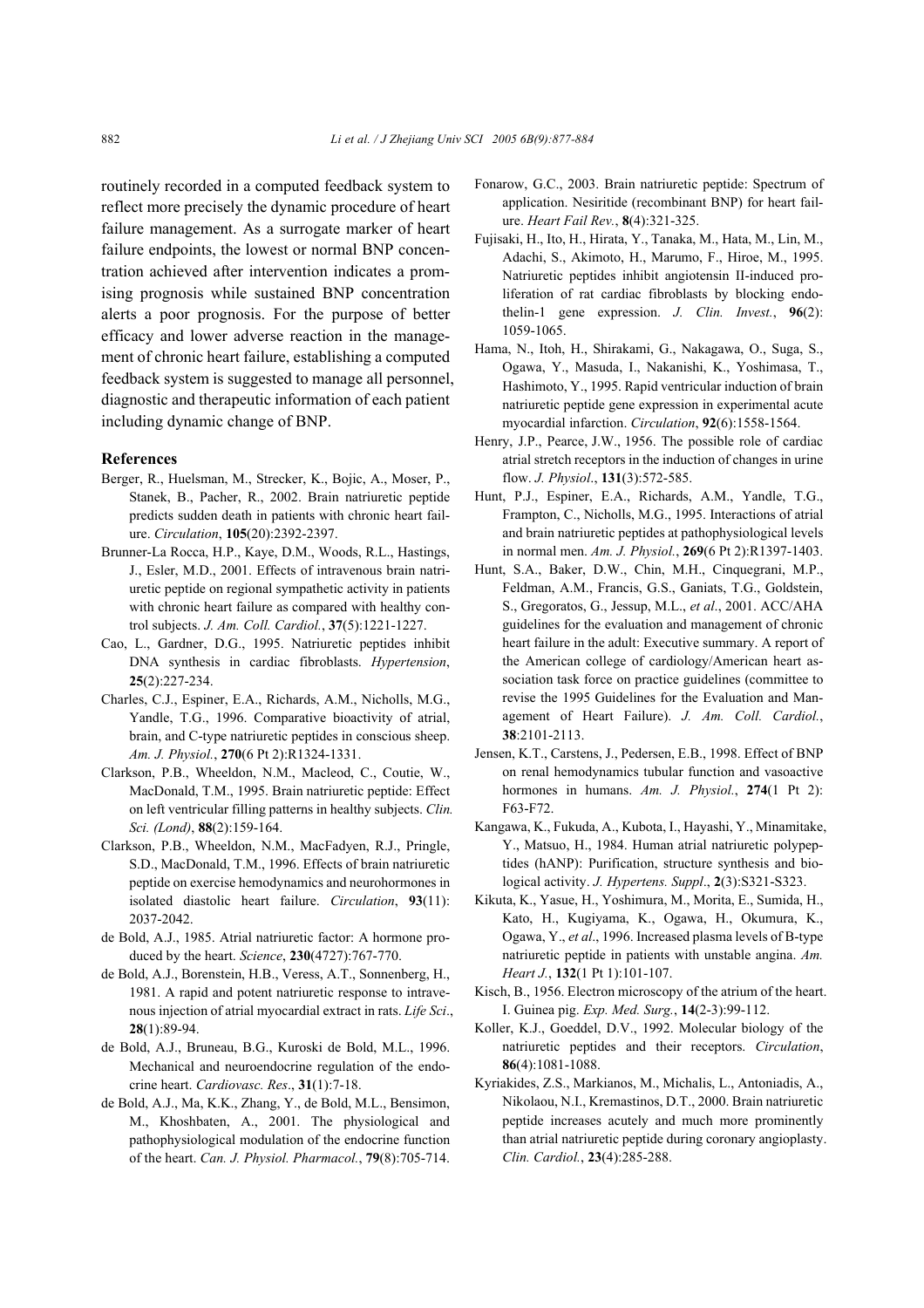routinely recorded in a computed feedback system to reflect more precisely the dynamic procedure of heart failure management. As a surrogate marker of heart failure endpoints, the lowest or normal BNP concentration achieved after intervention indicates a promising prognosis while sustained BNP concentration alerts a poor prognosis. For the purpose of better efficacy and lower adverse reaction in the management of chronic heart failure, establishing a computed feedback system is suggested to manage all personnel, diagnostic and therapeutic information of each patient including dynamic change of BNP.

## References

Berger, R., Huelsman, M., Strecker, K., Bojic, A., Moser, P., Stanek, B., Pacher, R., 2002. Brain natriuretic peptide predicts sudden death in patients with chronic heart failure. *Circulation*, **105**(20):2392-2397.

Brunner-La Rocca, H.P., Kaye, D.M., Woods, R.L., Hastings, J., Esler, M.D., 2001. Effects of intravenous brain natriuretic peptide on regional sympathetic activity in patients with chronic heart failure as compared with healthy control subjects. *J. Am. Coll. Cardiol.*, **37**(5):1221-1227.

Cao, L., Gardner, D.G., 1995. Natriuretic peptides inhibit DNA synthesis in cardiac fibroblasts. *Hypertension*, **25**(2):227-234.

Charles, C.J., Espiner, E.A., Richards, A.M., Nicholls, M.G., Yandle, T.G., 1996. Comparative bioactivity of atrial, brain, and C-type natriuretic peptides in conscious sheep. *Am. J. Physiol.*, **270**(6 Pt 2):R1324-1331.

Clarkson, P.B., Wheeldon, N.M., Macleod, C., Coutie, W., MacDonald, T.M., 1995. Brain natriuretic peptide: Effect on left ventricular filling patterns in healthy subjects. *Clin. Sci. (Lond)*, **88**(2):159-164.

Clarkson, P.B., Wheeldon, N.M., MacFadyen, R.J., Pringle, S.D., MacDonald, T.M., 1996. Effects of brain natriuretic peptide on exercise hemodynamics and neurohormones in isolated diastolic heart failure. *Circulation*, **93**(11): 2037-2042.

de Bold, A.J., 1985. Atrial natriuretic factor: A hormone produced by the heart. *Science*, **230**(4727):767-770.

de Bold, A.J., Borenstein, H.B., Veress, A.T., Sonnenberg, H., 1981. A rapid and potent natriuretic response to intravenous injection of atrial myocardial extract in rats. *Life Sci.*, **28**(1):89-94.

de Bold, A.J., Bruneau, B.G., Kuroski de Bold, M.L., 1996. Mechanical and neuroendocrine regulation of the endocrine heart. *Cardiovasc. Res.*, **31**(1):7-18.

de Bold, A.J., Ma, K.K., Zhang, Y., de Bold, M.L., Bensimon, M., Khoshbaten, A., 2001. The physiological and pathophysiological modulation of the endocrine function of the heart. *Can. J. Physiol. Pharmacol.*, **79**(8):705-714.

Fonarow, G.C., 2003. Brain natriuretic peptide: Spectrum of application. Nesiritide (recombinant BNP) for heart failure. *Heart Fail Rev.*, **8**(4):321-325.

Fujisaki, H., Ito, H., Hirata, Y., Tanaka, M., Hata, M., Lin, M., Adachi, S., Akimoto, H., Marumo, F., Hiroe, M., 1995. Natriuretic peptides inhibit angiotensin II-induced proliferation of rat cardiac fibroblasts by blocking endothelin-1 gene expression. *J. Clin. Invest.*, **96**(2): 1059-1065.

Hama, N., Itoh, H., Shirakami, G., Nakagawa, O., Suga, S., Ogawa, Y., Masuda, I., Nakanishi, K., Yoshimasa, T., Hashimoto, Y., 1995. Rapid ventricular induction of brain natriuretic peptide gene expression in experimental acute myocardial infarction. *Circulation*, **92**(6):1558-1564.

Henry, J.P., Pearce, J.W., 1956. The possible role of cardiac atrial stretch receptors in the induction of changes in urine flow. *J. Physiol.*, **131**(3):572-585.

Hunt, P.J., Espiner, E.A., Richards, A.M., Yandle, T.G., Frampton, C., Nicholls, M.G., 1995. Interactions of atrial and brain natriuretic peptides at pathophysiological levels in normal men. *Am. J. Physiol.*, **269**(6 Pt 2):R1397-1403.

Hunt, S.A., Baker, D.W., Chin, M.H., Cinquegrani, M.P., Feldman, A.M., Francis, G.S., Ganiats, T.G., Goldstein, S., Gregoratos, G., Jessup, M.L., *et al.*, 2001. ACC/AHA guidelines for the evaluation and management of chronic heart failure in the adult: Executive summary. A report of the American college of cardiology/American heart association task force on practice guidelines (committee to revise the 1995 Guidelines for the Evaluation and Management of Heart Failure). *J. Am. Coll. Cardiol.*, **38**:2101-2113.

Jensen, K.T., Carstens, J., Pedersen, E.B., 1998. Effect of BNP on renal hemodynamics tubular function and vasoactive hormones in humans. *Am. J. Physiol.*, **274**(1 Pt 2): F63-F72.

Kangawa, K., Fukuda, A., Kubota, I., Hayashi, Y., Minamitake, Y., Matsuo, H., 1984. Human atrial natriuretic polypeptides (hANP): Purification, structure synthesis and biological activity. *J. Hypertens. Suppl*., **2**(3):S321-S323.

Kikuta, K., Yasue, H., Yoshimura, M., Morita, E., Sumida, H., Kato, H., Kugiyama, K., Ogawa, H., Okumura, K., Ogawa, Y., *et al*., 1996. Increased plasma levels of B-type natriuretic peptide in patients with unstable angina. *Am. Heart J.*, **132**(1 Pt 1):101-107.

Kisch, B., 1956. Electron microscopy of the atrium of the heart. I. Guinea pig. *Exp. Med. Surg.*, **14**(2-3):99-112.

Koller, K.J., Goeddel, D.V., 1992. Molecular biology of the natriuretic peptides and their receptors. *Circulation*, **86**(4):1081-1088.

Kyriakides, Z.S., Markianos, M., Michalis, L., Antoniadis, A., Nikolaou, N.I., Kremastinos, D.T., 2000. Brain natriuretic peptide increases acutely and much more prominently than atrial natriuretic peptide during coronary angioplasty. *Clin. Cardiol.*, **23**(4):285-288.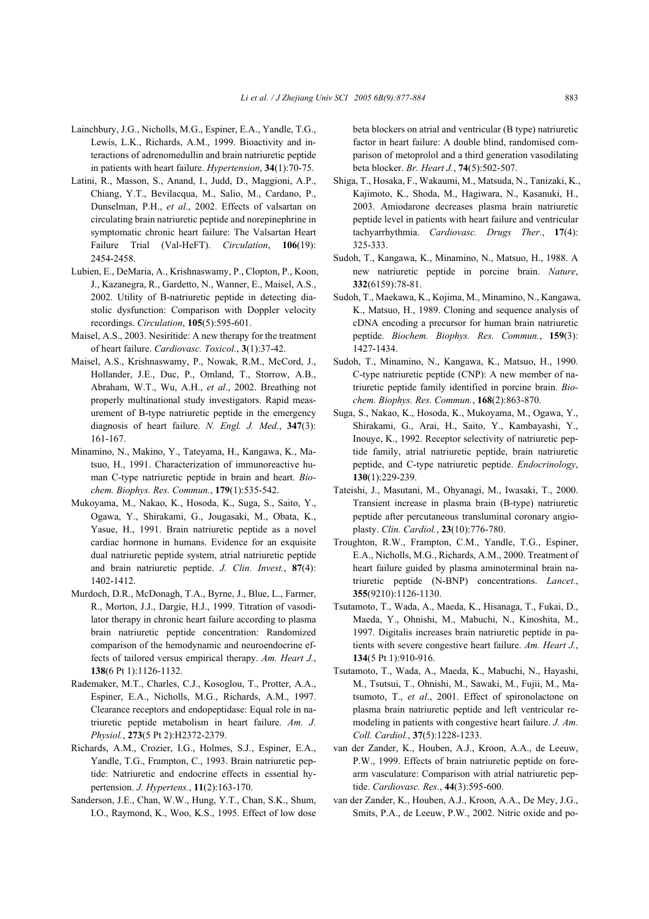Lainchbury, J.G., Nicholls, M.G., Espiner, E.A., Yandle, T.G., Lewis, L.K., Richards, A.M., 1999. Bioactivity and interactions of adrenomedullin and brain natriuretic peptide in patients with heart failure. *Hypertension*, **34**(1):70-75.

Latini, R., Masson, S., Anand, I., Judd, D., Maggioni, A.P., Chiang, Y.T., Bevilacqua, M., Salio, M., Cardano, P., Dunselman, P.H., *et al*., 2002. Effects of valsartan on circulating brain natriuretic peptide and norepinephrine in symptomatic chronic heart failure: The Valsartan Heart Failure Trial (Val-HeFT). *Circulation*, **106**(19): 2454-2458.

Lubien, E., DeMaria, A., Krishnaswamy, P., Clopton, P., Koon, J., Kazanegra, R., Gardetto, N., Wanner, E., Maisel, A.S., 2002. Utility of B-natriuretic peptide in detecting diastolic dysfunction: Comparison with Doppler velocity recordings. *Circulation*, **105**(5):595-601.

Maisel, A.S., 2003. Nesiritide: A new therapy for the treatment of heart failure. *Cardiovasc. Toxicol.*, **3**(1):37-42.

Maisel, A.S., Krishnaswamy, P., Nowak, R.M., McCord, J., Hollander, J.E., Duc, P., Omland, T., Storrow, A.B., Abraham, W.T., Wu, A.H., *et al*., 2002. Breathing not properly multinational study investigators. Rapid measurement of B-type natriuretic peptide in the emergency diagnosis of heart failure. *N. Engl. J. Med.*, **347**(3): 161-167.

Minamino, N., Makino, Y., Tateyama, H., Kangawa, K., Matsuo, H., 1991. Characterization of immunoreactive human C-type natriuretic peptide in brain and heart. *Biochem. Biophys. Res. Commun.*, **179**(1):535-542.

Mukoyama, M., Nakao, K., Hosoda, K., Suga, S., Saito, Y., Ogawa, Y., Shirakami, G., Jougasaki, M., Obata, K., Yasue, H., 1991. Brain natriuretic peptide as a novel cardiac hormone in humans. Evidence for an exquisite dual natriuretic peptide system, atrial natriuretic peptide and brain natriuretic peptide. *J. Clin. Invest.*, **87**(4): 1402-1412.

Murdoch, D.R., McDonagh, T.A., Byrne, J., Blue, L., Farmer, R., Morton, J.J., Dargie, H.J., 1999. Titration of vasodilator therapy in chronic heart failure according to plasma brain natriuretic peptide concentration: Randomized comparison of the hemodynamic and neuroendocrine effects of tailored versus empirical therapy. *Am. Heart J.*, **138**(6 Pt 1):1126-1132.

Rademaker, M.T., Charles, C.J., Kosoglou, T., Protter, A.A., Espiner, E.A., Nicholls, M.G., Richards, A.M., 1997. Clearance receptors and endopeptidase: Equal role in natriuretic peptide metabolism in heart failure. *Am. J. Physiol.*, **273**(5 Pt 2):H2372-2379.

Richards, A.M., Crozier, I.G., Holmes, S.J., Espiner, E.A., Yandle, T.G., Frampton, C., 1993. Brain natriuretic peptide: Natriuretic and endocrine effects in essential hypertension. *J. Hypertens.*, **11**(2):163-170.

Sanderson, J.E., Chan, W.W., Hung, Y.T., Chan, S.K., Shum, I.O., Raymond, K., Woo, K.S., 1995. Effect of low dose beta blockers on atrial and ventricular (B type) natriuretic factor in heart failure: A double blind, randomised comparison of metoprolol and a third generation vasodilating beta blocker. *Br. Heart J.*, **74**(5):502-507.

Shiga, T., Hosaka, F., Wakaumi, M., Matsuda, N., Tanizaki, K., Kajimoto, K., Shoda, M., Hagiwara, N., Kasanuki, H., 2003. Amiodarone decreases plasma brain natriuretic peptide level in patients with heart failure and ventricular tachyarrhythmia. *Cardiovasc. Drugs Ther.*, **17**(4): 325-333.

Sudoh, T., Kangawa, K., Minamino, N., Matsuo, H., 1988. A new natriuretic peptide in porcine brain. *Nature*, **332**(6159):78-81.

Sudoh, T., Maekawa, K., Kojima, M., Minamino, N., Kangawa, K., Matsuo, H., 1989. Cloning and sequence analysis of cDNA encoding a precursor for human brain natriuretic peptide. *Biochem. Biophys. Res. Commun.*, **159**(3): 1427-1434.

Sudoh, T., Minamino, N., Kangawa, K., Matsuo, H., 1990. C-type natriuretic peptide (CNP): A new member of natriuretic peptide family identified in porcine brain. *Biochem. Biophys. Res. Commun.*, **168**(2):863-870.

Suga, S., Nakao, K., Hosoda, K., Mukoyama, M., Ogawa, Y., Shirakami, G., Arai, H., Saito, Y., Kambayashi, Y., Inouye, K., 1992. Receptor selectivity of natriuretic peptide family, atrial natriuretic peptide, brain natriuretic peptide, and C-type natriuretic peptide. *Endocrinology*, **130**(1):229-239.

Tateishi, J., Masutani, M., Ohyanagi, M., Iwasaki, T., 2000. Transient increase in plasma brain (B-type) natriuretic peptide after percutaneous transluminal coronary angioplasty. *Clin. Cardiol.*, **23**(10):776-780.

Troughton, R.W., Frampton, C.M., Yandle, T.G., Espiner, E.A., Nicholls, M.G., Richards, A.M., 2000. Treatment of heart failure guided by plasma aminoterminal brain natriuretic peptide (N-BNP) concentrations. *Lancet.*, **355**(9210):1126-1130.

Tsutamoto, T., Wada, A., Maeda, K., Hisanaga, T., Fukai, D., Maeda, Y., Ohnishi, M., Mabuchi, N., Kinoshita, M., 1997. Digitalis increases brain natriuretic peptide in patients with severe congestive heart failure. *Am. Heart J.*, **134**(5 Pt 1):910-916.

Tsutamoto, T., Wada, A., Maeda, K., Mabuchi, N., Hayashi, M., Tsutsui, T., Ohnishi, M., Sawaki, M., Fujii, M., Matsumoto, T., *et al*., 2001. Effect of spironolactone on plasma brain natriuretic peptide and left ventricular remodeling in patients with congestive heart failure. *J. Am. Coll. Cardiol.*, **37**(5):1228-1233.

van der Zander, K., Houben, A.J., Kroon, A.A., de Leeuw, P.W., 1999. Effects of brain natriuretic peptide on forearm vasculature: Comparison with atrial natriuretic peptide. *Cardiovasc. Res.*, **44**(3):595-600.

van der Zander, K., Houben, A.J., Kroon, A.A., De Mey, J.G., Smits, P.A., de Leeuw, P.W., 2002. Nitric oxide and po-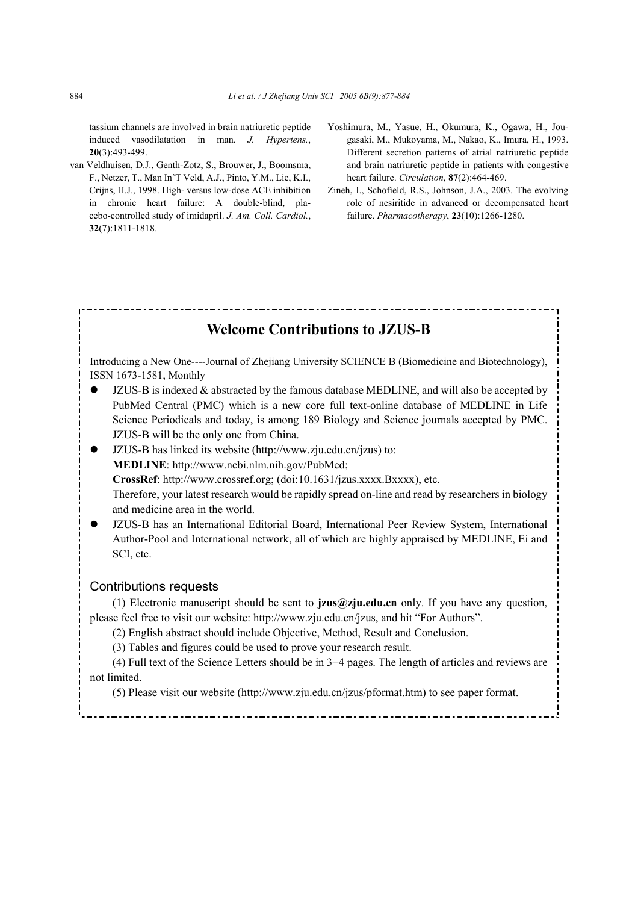tassium channels are involved in brain natriuretic peptide induced vasodilatation in man. *J. Hypertens.*, **20**(3):493-499.

van Veldhuisen, D.J., Genth-Zotz, S., Brouwer, J., Boomsma, F., Netzer, T., Man In'T Veld, A.J., Pinto, Y.M., Lie, K.I., Crijns, H.J., 1998. High- versus low-dose ACE inhibition in chronic heart failure: A double-blind, placebo-controlled study of imidapril. *J. Am. Coll. Cardiol.*, **32**(7):1811-1818.

Yoshimura, M., Yasue, H., Okumura, K., Ogawa, H., Jougasaki, M., Mukoyama, M., Nakao, K., Imura, H., 1993. Different secretion patterns of atrial natriuretic peptide and brain natriuretic peptide in patients with congestive heart failure. *Circulation*, **87**(2):464-469.

Zineh, I., Schofield, R.S., Johnson, J.A., 2003. The evolving role of nesiritide in advanced or decompensated heart failure. *Pharmacotherapy*, **23**(10):1266-1280.

## Welcome Contributions to JZUS-B

Introducing a New One----Journal of Zhejiang University SCIENCE B (Biomedicine and Biotechnology), ISSN 1673-1581, Monthly

- JZUS-B is indexed & abstracted by the famous database MEDLINE, and will also be accepted by PubMed Central (PMC) which is a new core full text-online database of MEDLINE in Life Science Periodicals and today, is among 189 Biology and Science journals accepted by PMC. JZUS-B will be the only one from China.
- JZUS-B has linked its website (http://www.zju.edu.cn/jzus) to:
  **MEDLINE**: http://www.ncbi.nlm.nih.gov/PubMed;
  **CrossRef**: http://www.crossref.org; (doi:10.1631/jzus.xxxx.Bxxxx), etc.
  Therefore, your latest research would be rapidly spread on-line and read by researchers in biology and medicine area in the world.
- JZUS-B has an International Editorial Board, International Peer Review System, International Author-Pool and International network, all of which are highly appraised by MEDLINE, Ei and SCI, etc.

### Contributions requests

(1) Electronic manuscript should be sent to **jzus@zju.edu.cn** only. If you have any question, please feel free to visit our website: http://www.zju.edu.cn/jzus, and hit "For Authors".

(2) English abstract should include Objective, Method, Result and Conclusion.

(3) Tables and figures could be used to prove your research result.

(4) Full text of the Science Letters should be in 3−4 pages. The length of articles and reviews are not limited.

(5) Please visit our website (http://www.zju.edu.cn/jzus/pformat.htm) to see paper format.